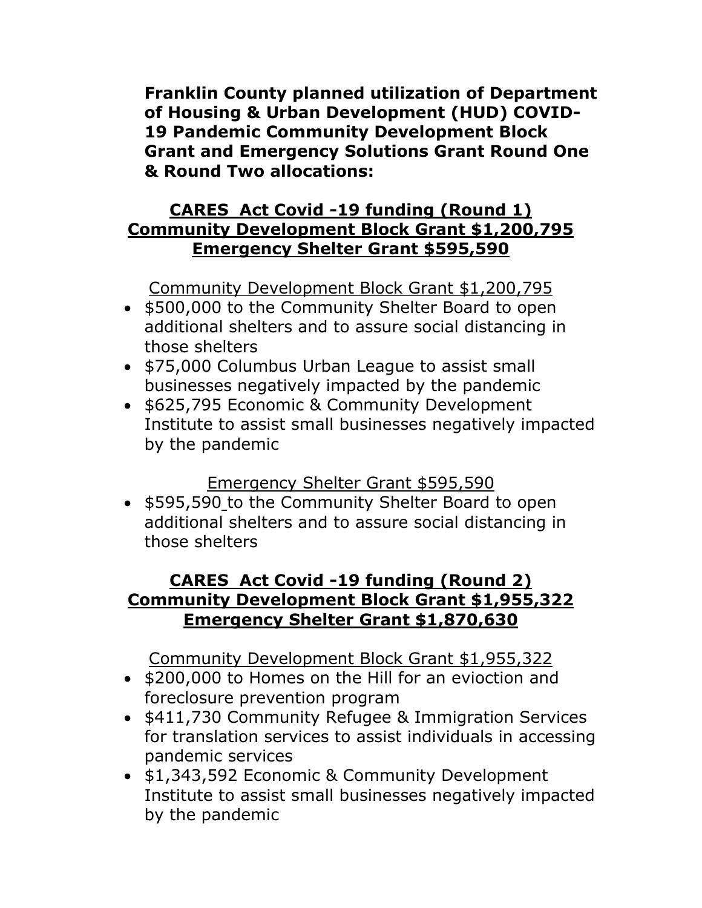**Franklin County planned utilization of Department of Housing & Urban Development (HUD) COVID-19 Pandemic Community Development Block Grant and Emergency Solutions Grant Round One & Round Two allocations:**

## <u>CARES Act Covid -19 funding (Round 1)</u>
## <u>Community Development Block Grant $1,200,795</u>
## <u>Emergency Shelter Grant $595,590</u>

<u>Community Development Block Grant $1,200,795</u>

- $500,000 to the Community Shelter Board to open additional shelters and to assure social distancing in those shelters
- $75,000 Columbus Urban League to assist small businesses negatively impacted by the pandemic
- $625,795 Economic & Community Development Institute to assist small businesses negatively impacted by the pandemic

<u>Emergency Shelter Grant $595,590</u>

- $595,590 to the Community Shelter Board to open additional shelters and to assure social distancing in those shelters

## <u>CARES Act Covid -19 funding (Round 2)</u>
## <u>Community Development Block Grant $1,955,322</u>
## <u>Emergency Shelter Grant $1,870,630</u>

<u>Community Development Block Grant $1,955,322</u>

- $200,000 to Homes on the Hill for an evioction and foreclosure prevention program
- $411,730 Community Refugee & Immigration Services for translation services to assist individuals in accessing pandemic services
- $1,343,592 Economic & Community Development Institute to assist small businesses negatively impacted by the pandemic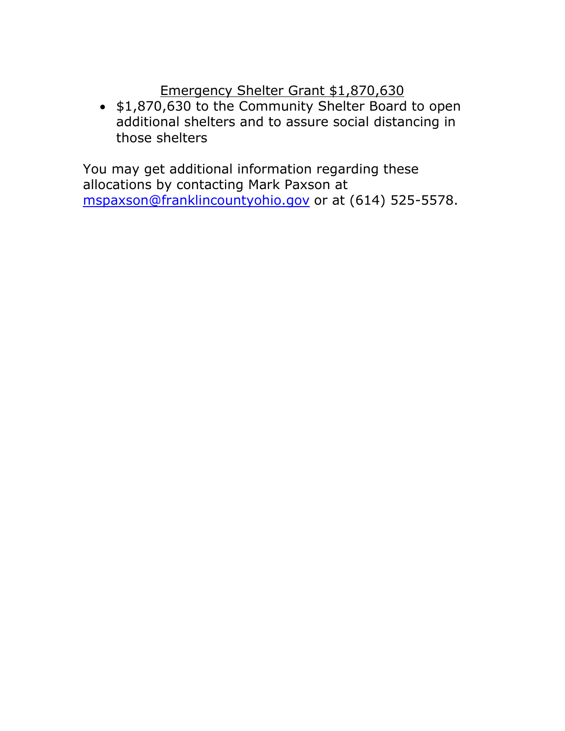Emergency Shelter Grant $1,870,630

- $1,870,630 to the Community Shelter Board to open additional shelters and to assure social distancing in those shelters

You may get additional information regarding these allocations by contacting Mark Paxson at mspaxson@franklincountyohio.gov or at (614) 525-5578.